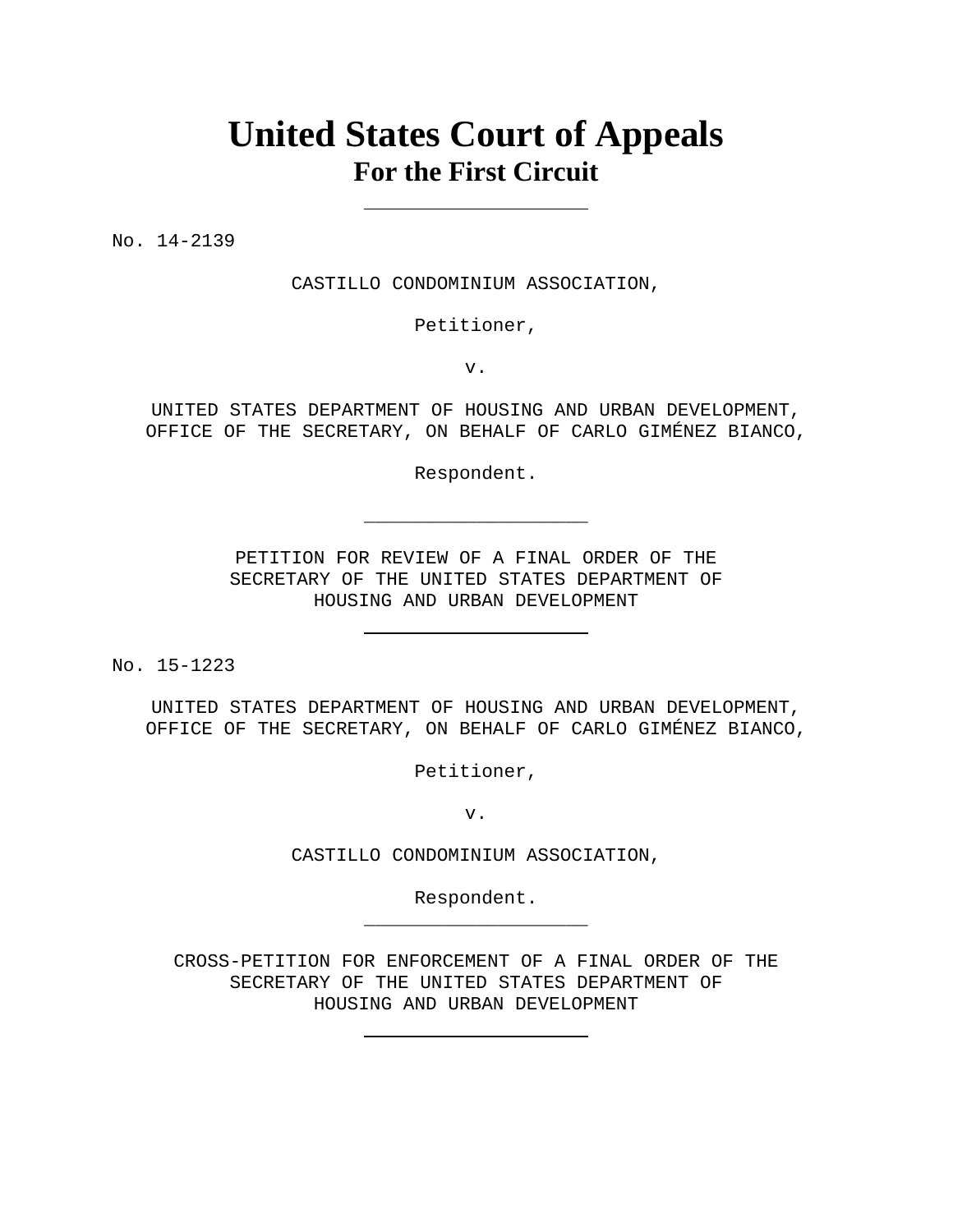# United States Court of Appeals
## For the First Circuit

---

No. 14-2139

CASTILLO CONDOMINIUM ASSOCIATION,

Petitioner,

v.

UNITED STATES DEPARTMENT OF HOUSING AND URBAN DEVELOPMENT, OFFICE OF THE SECRETARY, ON BEHALF OF CARLO GIMÉNEZ BIANCO,

Respondent.

---

PETITION FOR REVIEW OF A FINAL ORDER OF THE SECRETARY OF THE UNITED STATES DEPARTMENT OF HOUSING AND URBAN DEVELOPMENT

---

No. 15-1223

UNITED STATES DEPARTMENT OF HOUSING AND URBAN DEVELOPMENT, OFFICE OF THE SECRETARY, ON BEHALF OF CARLO GIMÉNEZ BIANCO,

Petitioner,

v.

CASTILLO CONDOMINIUM ASSOCIATION,

Respondent.

---

CROSS-PETITION FOR ENFORCEMENT OF A FINAL ORDER OF THE SECRETARY OF THE UNITED STATES DEPARTMENT OF HOUSING AND URBAN DEVELOPMENT

---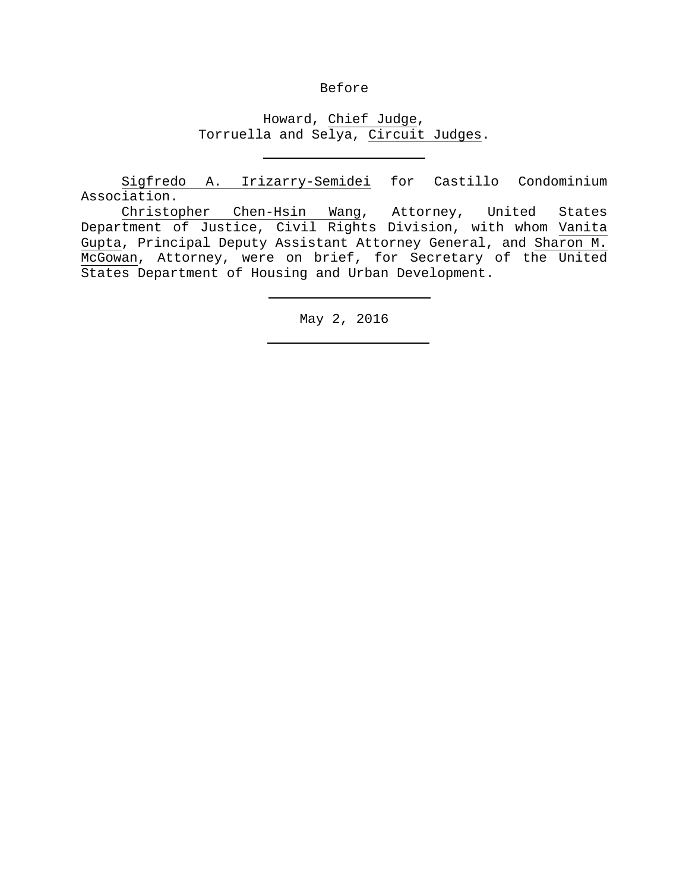Before

Howard, Chief Judge,
Torruella and Selya, Circuit Judges.

---

Sigfredo A. Irizarry-Semidei for Castillo Condominium Association.

Christopher Chen-Hsin Wang, Attorney, United States Department of Justice, Civil Rights Division, with whom Vanita Gupta, Principal Deputy Assistant Attorney General, and Sharon M. McGowan, Attorney, were on brief, for Secretary of the United States Department of Housing and Urban Development.

---

May 2, 2016

---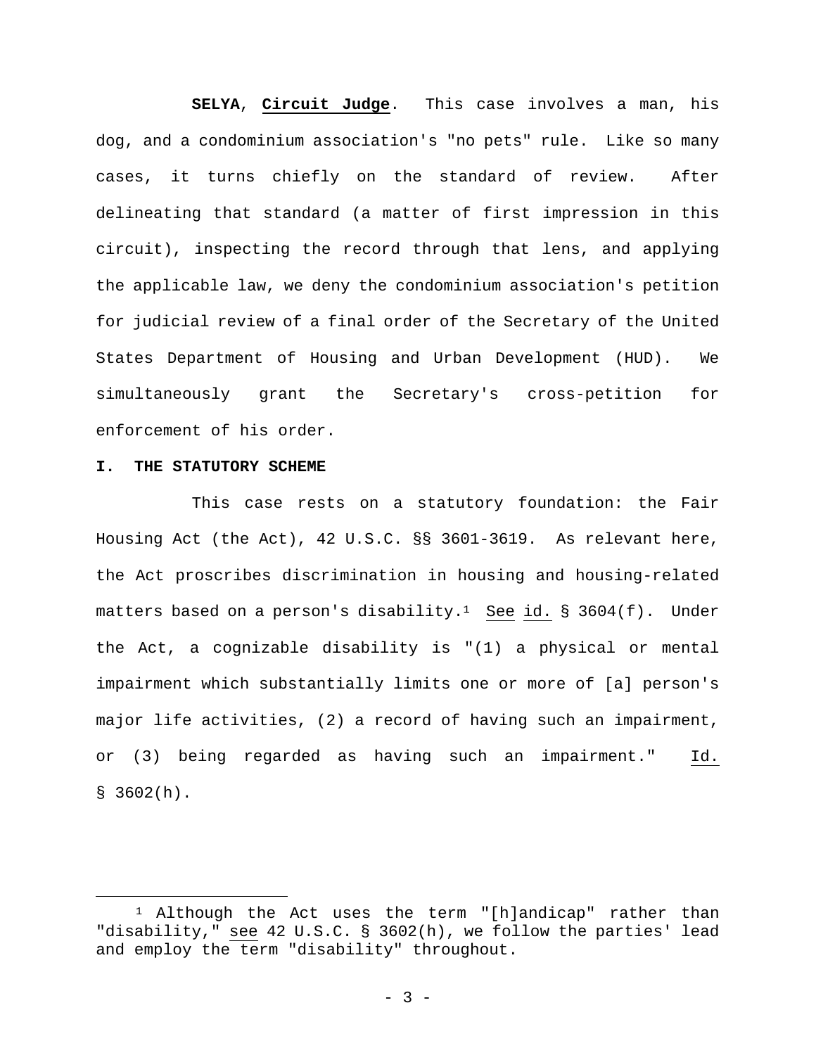**SELYA**, **Circuit Judge**. This case involves a man, his dog, and a condominium association's "no pets" rule. Like so many cases, it turns chiefly on the standard of review. After delineating that standard (a matter of first impression in this circuit), inspecting the record through that lens, and applying the applicable law, we deny the condominium association's petition for judicial review of a final order of the Secretary of the United States Department of Housing and Urban Development (HUD). We simultaneously grant the Secretary's cross-petition for enforcement of his order.

## I. THE STATUTORY SCHEME

This case rests on a statutory foundation: the Fair Housing Act (the Act), 42 U.S.C. §§ 3601-3619. As relevant here, the Act proscribes discrimination in housing and housing-related matters based on a person's disability.[1] See id. § 3604(f). Under the Act, a cognizable disability is "(1) a physical or mental impairment which substantially limits one or more of [a] person's major life activities, (2) a record of having such an impairment, or (3) being regarded as having such an impairment." Id. § 3602(h).

[1] Although the Act uses the term "[h]andicap" rather than "disability," see 42 U.S.C. § 3602(h), we follow the parties' lead and employ the term "disability" throughout.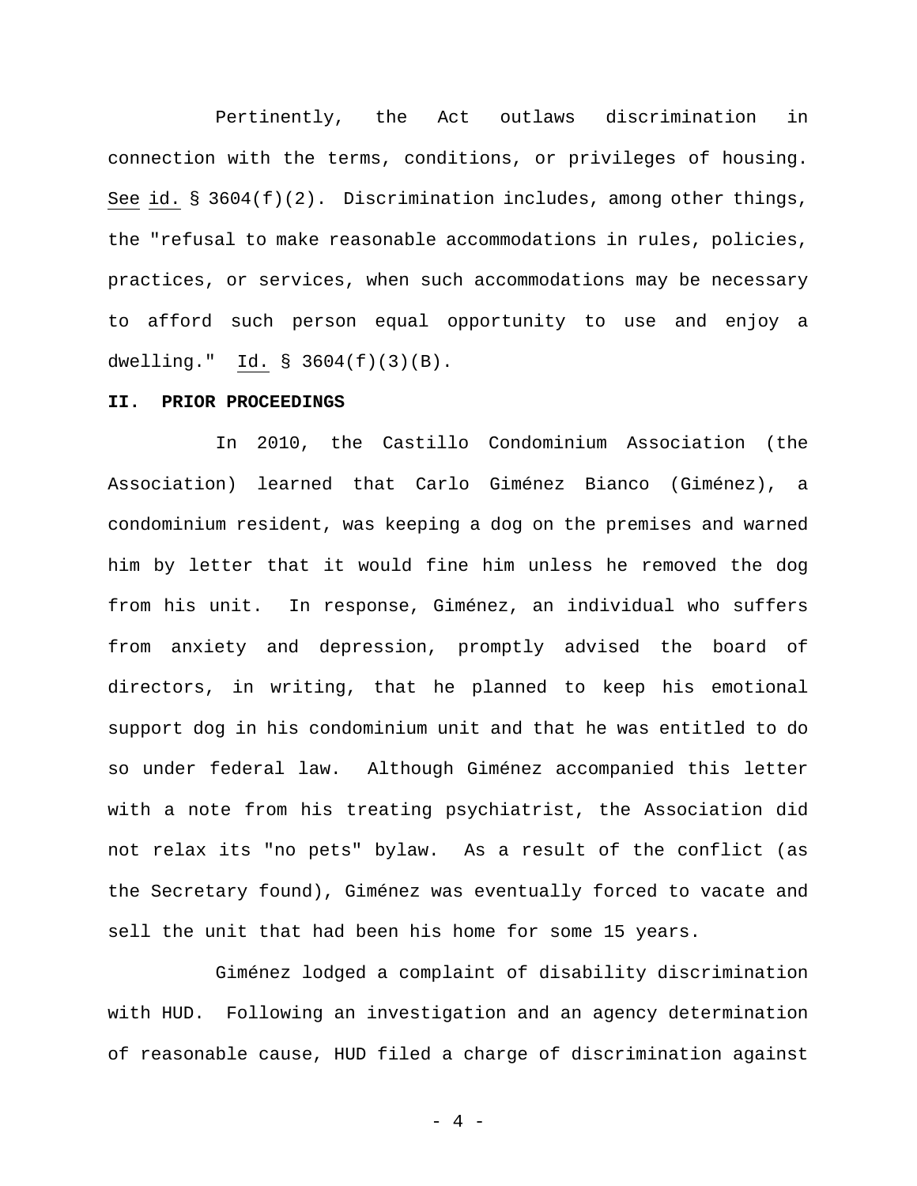Pertinently, the Act outlaws discrimination in connection with the terms, conditions, or privileges of housing. See id. § 3604(f)(2). Discrimination includes, among other things, the "refusal to make reasonable accommodations in rules, policies, practices, or services, when such accommodations may be necessary to afford such person equal opportunity to use and enjoy a dwelling." Id. § 3604(f)(3)(B).

**II. PRIOR PROCEEDINGS**

In 2010, the Castillo Condominium Association (the Association) learned that Carlo Giménez Bianco (Giménez), a condominium resident, was keeping a dog on the premises and warned him by letter that it would fine him unless he removed the dog from his unit. In response, Giménez, an individual who suffers from anxiety and depression, promptly advised the board of directors, in writing, that he planned to keep his emotional support dog in his condominium unit and that he was entitled to do so under federal law. Although Giménez accompanied this letter with a note from his treating psychiatrist, the Association did not relax its "no pets" bylaw. As a result of the conflict (as the Secretary found), Giménez was eventually forced to vacate and sell the unit that had been his home for some 15 years.

Giménez lodged a complaint of disability discrimination with HUD. Following an investigation and an agency determination of reasonable cause, HUD filed a charge of discrimination against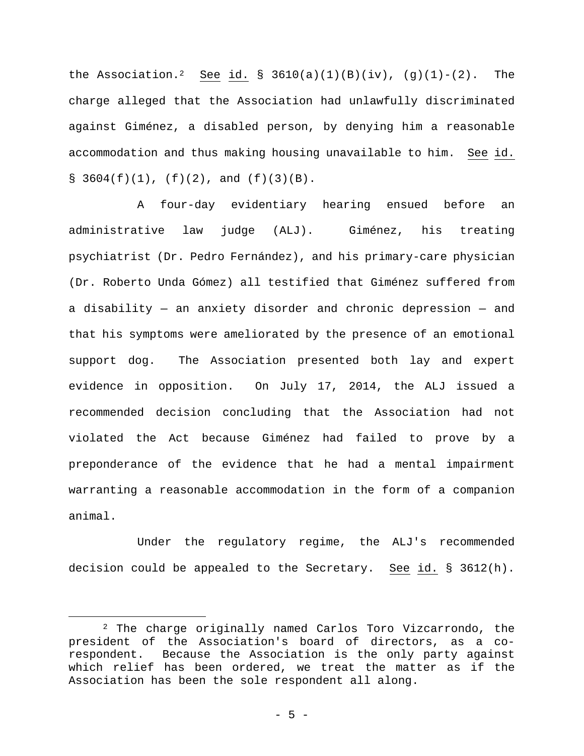the Association.[2] See id. § 3610(a)(1)(B)(iv), (g)(1)-(2). The charge alleged that the Association had unlawfully discriminated against Giménez, a disabled person, by denying him a reasonable accommodation and thus making housing unavailable to him. See id. § 3604(f)(1), (f)(2), and (f)(3)(B).

A four-day evidentiary hearing ensued before an administrative law judge (ALJ). Giménez, his treating psychiatrist (Dr. Pedro Fernández), and his primary-care physician (Dr. Roberto Unda Gómez) all testified that Giménez suffered from a disability — an anxiety disorder and chronic depression — and that his symptoms were ameliorated by the presence of an emotional support dog. The Association presented both lay and expert evidence in opposition. On July 17, 2014, the ALJ issued a recommended decision concluding that the Association had not violated the Act because Giménez had failed to prove by a preponderance of the evidence that he had a mental impairment warranting a reasonable accommodation in the form of a companion animal.

Under the regulatory regime, the ALJ's recommended decision could be appealed to the Secretary. See id. § 3612(h).

---

[2] The charge originally named Carlos Toro Vizcarrondo, the president of the Association's board of directors, as a co-respondent. Because the Association is the only party against which relief has been ordered, we treat the matter as if the Association has been the sole respondent all along.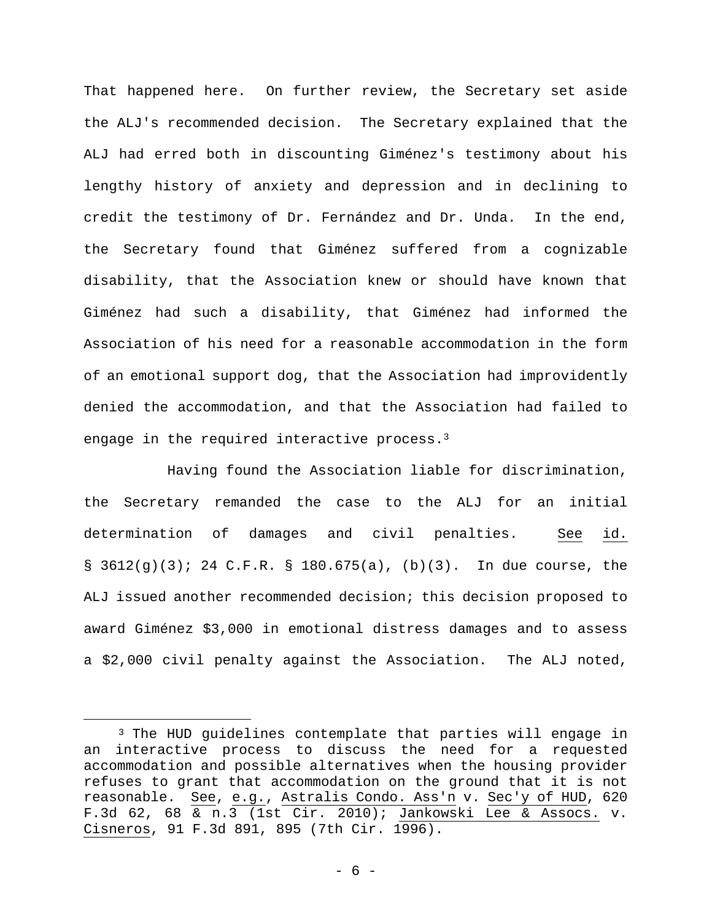That happened here. On further review, the Secretary set aside the ALJ's recommended decision. The Secretary explained that the ALJ had erred both in discounting Giménez's testimony about his lengthy history of anxiety and depression and in declining to credit the testimony of Dr. Fernández and Dr. Unda. In the end, the Secretary found that Giménez suffered from a cognizable disability, that the Association knew or should have known that Giménez had such a disability, that Giménez had informed the Association of his need for a reasonable accommodation in the form of an emotional support dog, that the Association had improvidently denied the accommodation, and that the Association had failed to engage in the required interactive process.[3]

Having found the Association liable for discrimination, the Secretary remanded the case to the ALJ for an initial determination of damages and civil penalties. See id. § 3612(g)(3); 24 C.F.R. § 180.675(a), (b)(3). In due course, the ALJ issued another recommended decision; this decision proposed to award Giménez $3,000 in emotional distress damages and to assess a $2,000 civil penalty against the Association. The ALJ noted,

---

[3] The HUD guidelines contemplate that parties will engage in an interactive process to discuss the need for a requested accommodation and possible alternatives when the housing provider refuses to grant that accommodation on the ground that it is not reasonable. See, e.g., Astralis Condo. Ass'n v. Sec'y of HUD, 620 F.3d 62, 68 & n.3 (1st Cir. 2010); Jankowski Lee & Assocs. v. Cisneros, 91 F.3d 891, 895 (7th Cir. 1996).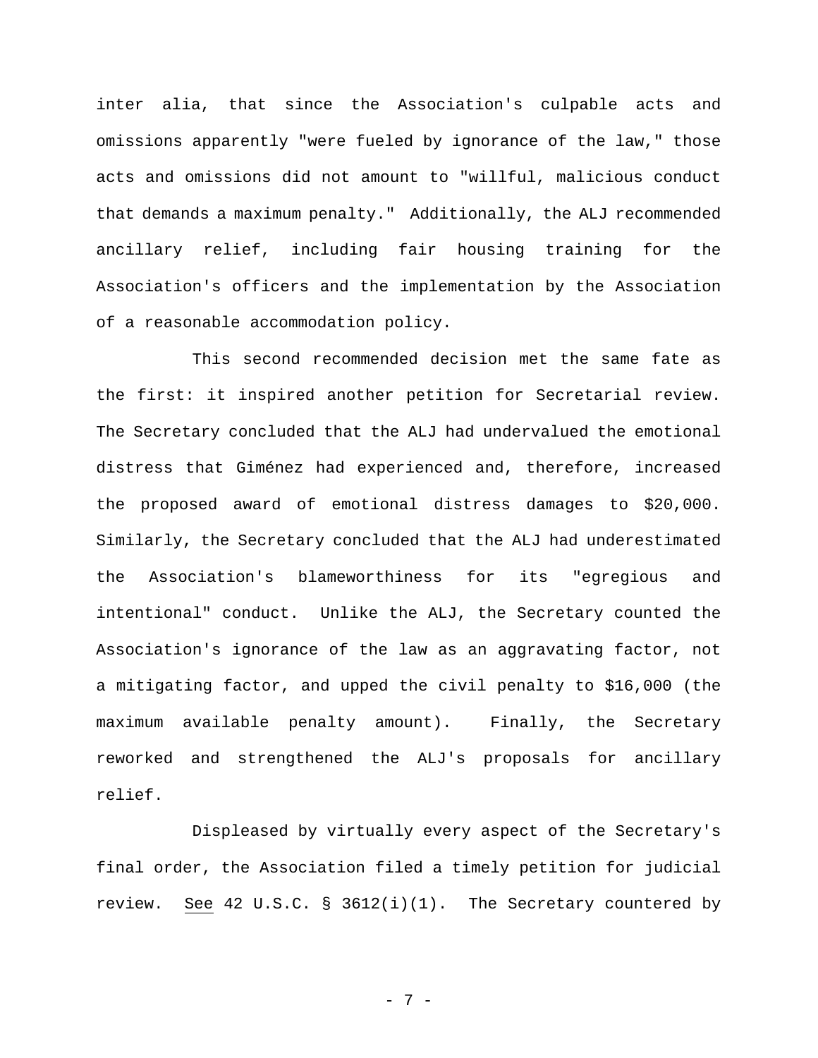inter alia, that since the Association's culpable acts and omissions apparently "were fueled by ignorance of the law," those acts and omissions did not amount to "willful, malicious conduct that demands a maximum penalty." Additionally, the ALJ recommended ancillary relief, including fair housing training for the Association's officers and the implementation by the Association of a reasonable accommodation policy.

This second recommended decision met the same fate as the first: it inspired another petition for Secretarial review. The Secretary concluded that the ALJ had undervalued the emotional distress that Giménez had experienced and, therefore, increased the proposed award of emotional distress damages to $20,000. Similarly, the Secretary concluded that the ALJ had underestimated the Association's blameworthiness for its "egregious and intentional" conduct. Unlike the ALJ, the Secretary counted the Association's ignorance of the law as an aggravating factor, not a mitigating factor, and upped the civil penalty to $16,000 (the maximum available penalty amount). Finally, the Secretary reworked and strengthened the ALJ's proposals for ancillary relief.

Displeased by virtually every aspect of the Secretary's final order, the Association filed a timely petition for judicial review. See 42 U.S.C. § 3612(i)(1). The Secretary countered by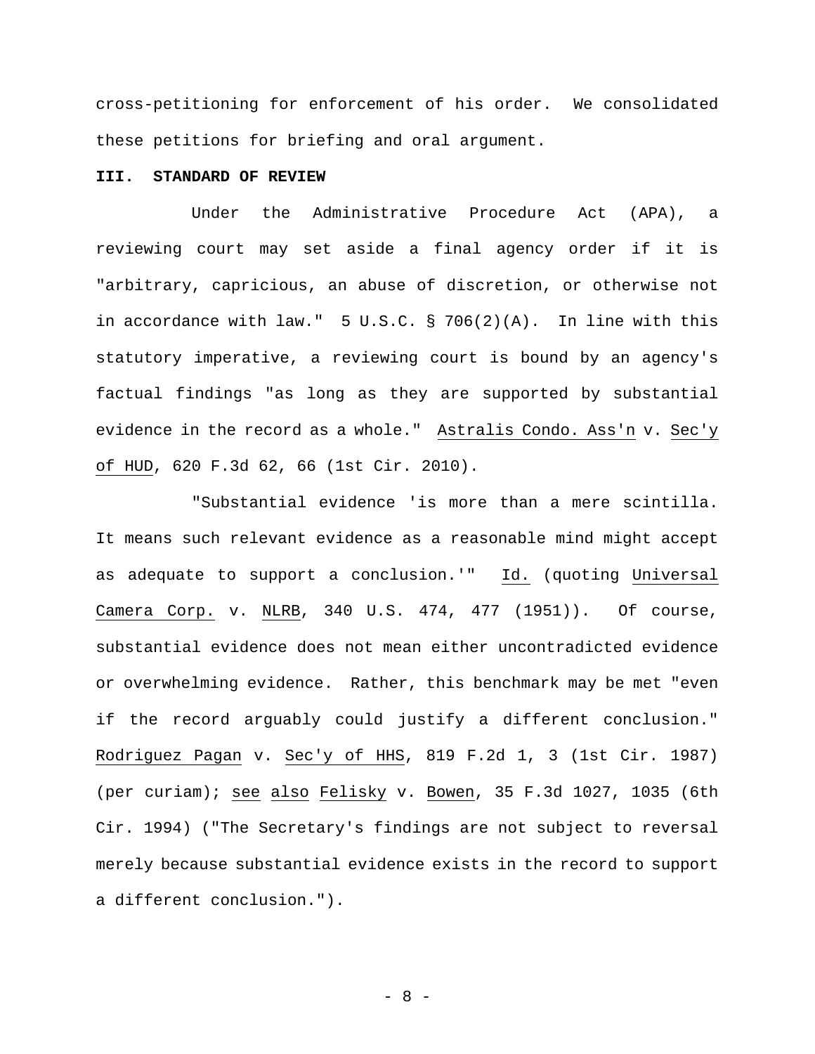cross-petitioning for enforcement of his order. We consolidated these petitions for briefing and oral argument.

## III. STANDARD OF REVIEW

Under the Administrative Procedure Act (APA), a reviewing court may set aside a final agency order if it is "arbitrary, capricious, an abuse of discretion, or otherwise not in accordance with law." 5 U.S.C. § 706(2)(A). In line with this statutory imperative, a reviewing court is bound by an agency's factual findings "as long as they are supported by substantial evidence in the record as a whole." Astralis Condo. Ass'n v. Sec'y of HUD, 620 F.3d 62, 66 (1st Cir. 2010).

"Substantial evidence 'is more than a mere scintilla. It means such relevant evidence as a reasonable mind might accept as adequate to support a conclusion.'" Id. (quoting Universal Camera Corp. v. NLRB, 340 U.S. 474, 477 (1951)). Of course, substantial evidence does not mean either uncontradicted evidence or overwhelming evidence. Rather, this benchmark may be met "even if the record arguably could justify a different conclusion." Rodriguez Pagan v. Sec'y of HHS, 819 F.2d 1, 3 (1st Cir. 1987) (per curiam); see also Felisky v. Bowen, 35 F.3d 1027, 1035 (6th Cir. 1994) ("The Secretary's findings are not subject to reversal merely because substantial evidence exists in the record to support a different conclusion.").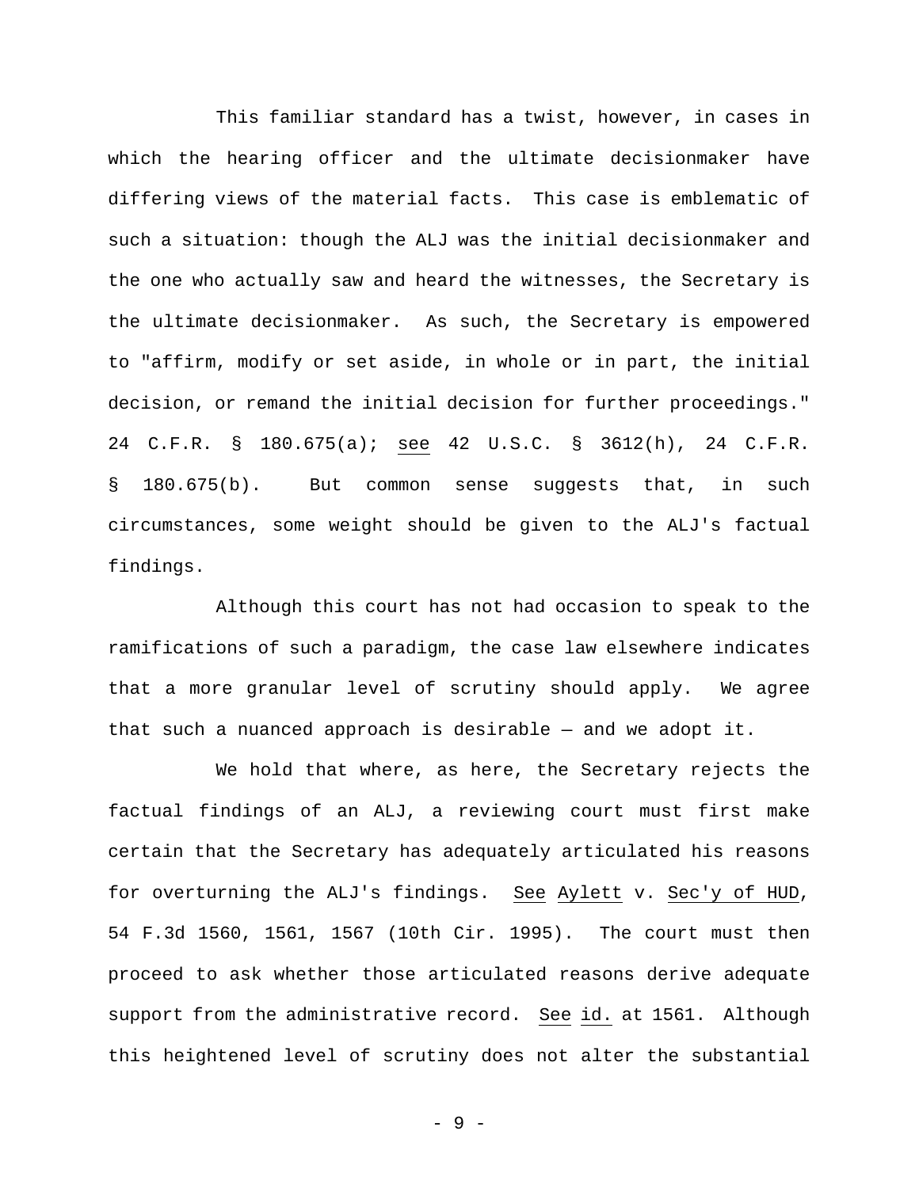This familiar standard has a twist, however, in cases in which the hearing officer and the ultimate decisionmaker have differing views of the material facts. This case is emblematic of such a situation: though the ALJ was the initial decisionmaker and the one who actually saw and heard the witnesses, the Secretary is the ultimate decisionmaker. As such, the Secretary is empowered to "affirm, modify or set aside, in whole or in part, the initial decision, or remand the initial decision for further proceedings." 24 C.F.R. § 180.675(a); see 42 U.S.C. § 3612(h), 24 C.F.R. § 180.675(b). But common sense suggests that, in such circumstances, some weight should be given to the ALJ's factual findings.

Although this court has not had occasion to speak to the ramifications of such a paradigm, the case law elsewhere indicates that a more granular level of scrutiny should apply. We agree that such a nuanced approach is desirable — and we adopt it.

We hold that where, as here, the Secretary rejects the factual findings of an ALJ, a reviewing court must first make certain that the Secretary has adequately articulated his reasons for overturning the ALJ's findings. See Aylett v. Sec'y of HUD, 54 F.3d 1560, 1561, 1567 (10th Cir. 1995). The court must then proceed to ask whether those articulated reasons derive adequate support from the administrative record. See id. at 1561. Although this heightened level of scrutiny does not alter the substantial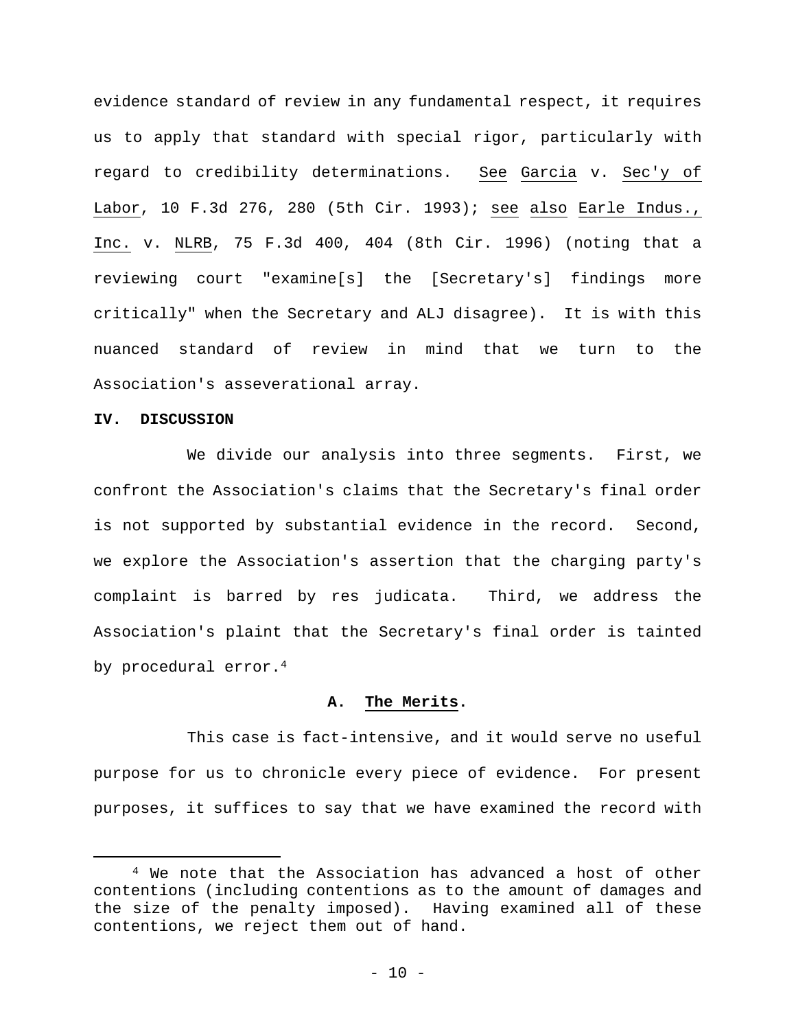evidence standard of review in any fundamental respect, it requires us to apply that standard with special rigor, particularly with regard to credibility determinations. See Garcia v. Sec'y of Labor, 10 F.3d 276, 280 (5th Cir. 1993); see also Earle Indus., Inc. v. NLRB, 75 F.3d 400, 404 (8th Cir. 1996) (noting that a reviewing court "examine[s] the [Secretary's] findings more critically" when the Secretary and ALJ disagree). It is with this nuanced standard of review in mind that we turn to the Association's asseverational array.

**IV. DISCUSSION**

We divide our analysis into three segments. First, we confront the Association's claims that the Secretary's final order is not supported by substantial evidence in the record. Second, we explore the Association's assertion that the charging party's complaint is barred by res judicata. Third, we address the Association's plaint that the Secretary's final order is tainted by procedural error.[4]

**A. The Merits.**

This case is fact-intensive, and it would serve no useful purpose for us to chronicle every piece of evidence. For present purposes, it suffices to say that we have examined the record with

---

[4] We note that the Association has advanced a host of other contentions (including contentions as to the amount of damages and the size of the penalty imposed). Having examined all of these contentions, we reject them out of hand.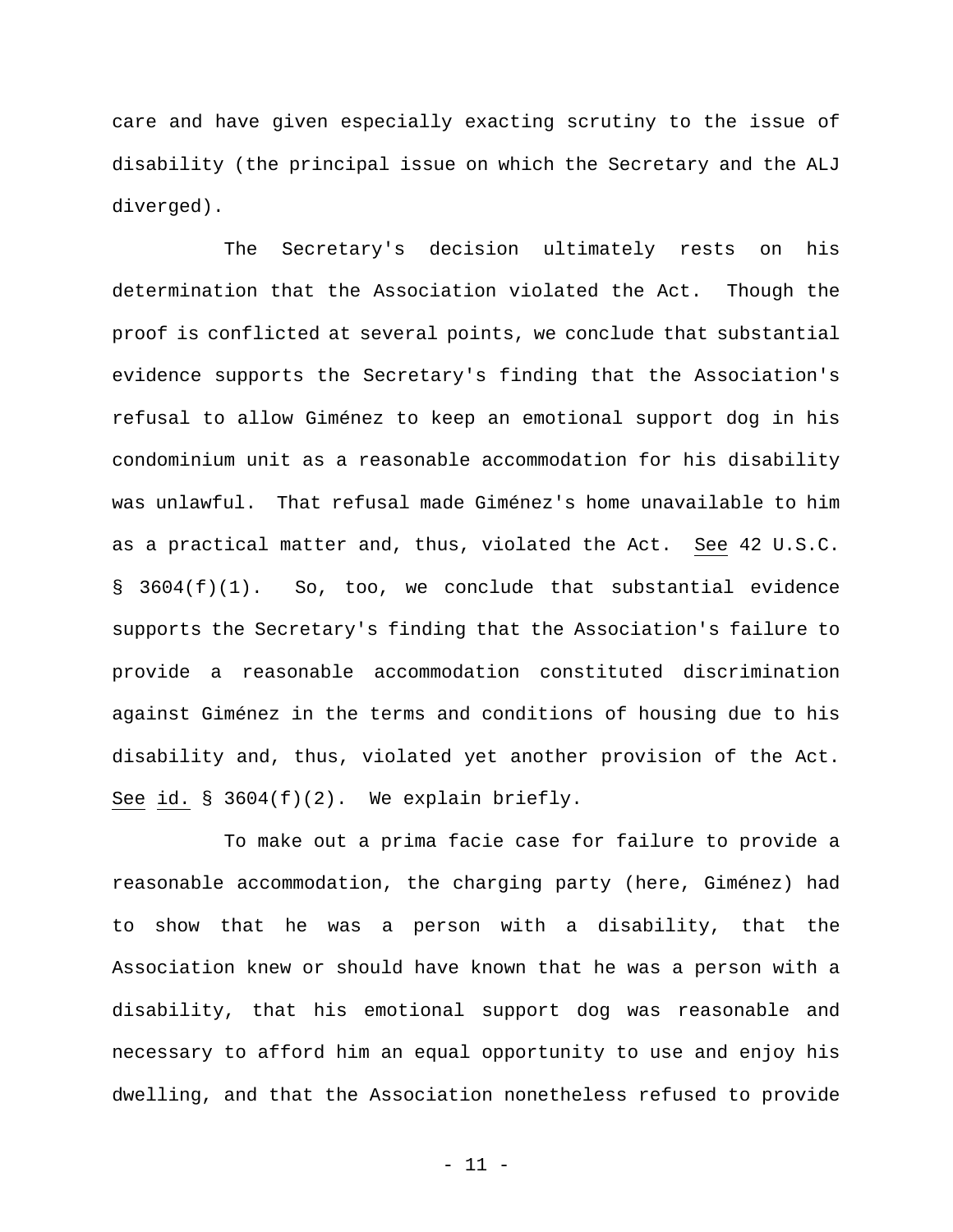care and have given especially exacting scrutiny to the issue of disability (the principal issue on which the Secretary and the ALJ diverged).

The Secretary's decision ultimately rests on his determination that the Association violated the Act. Though the proof is conflicted at several points, we conclude that substantial evidence supports the Secretary's finding that the Association's refusal to allow Giménez to keep an emotional support dog in his condominium unit as a reasonable accommodation for his disability was unlawful. That refusal made Giménez's home unavailable to him as a practical matter and, thus, violated the Act. See 42 U.S.C. § 3604(f)(1). So, too, we conclude that substantial evidence supports the Secretary's finding that the Association's failure to provide a reasonable accommodation constituted discrimination against Giménez in the terms and conditions of housing due to his disability and, thus, violated yet another provision of the Act. See id. § 3604(f)(2). We explain briefly.

To make out a prima facie case for failure to provide a reasonable accommodation, the charging party (here, Giménez) had to show that he was a person with a disability, that the Association knew or should have known that he was a person with a disability, that his emotional support dog was reasonable and necessary to afford him an equal opportunity to use and enjoy his dwelling, and that the Association nonetheless refused to provide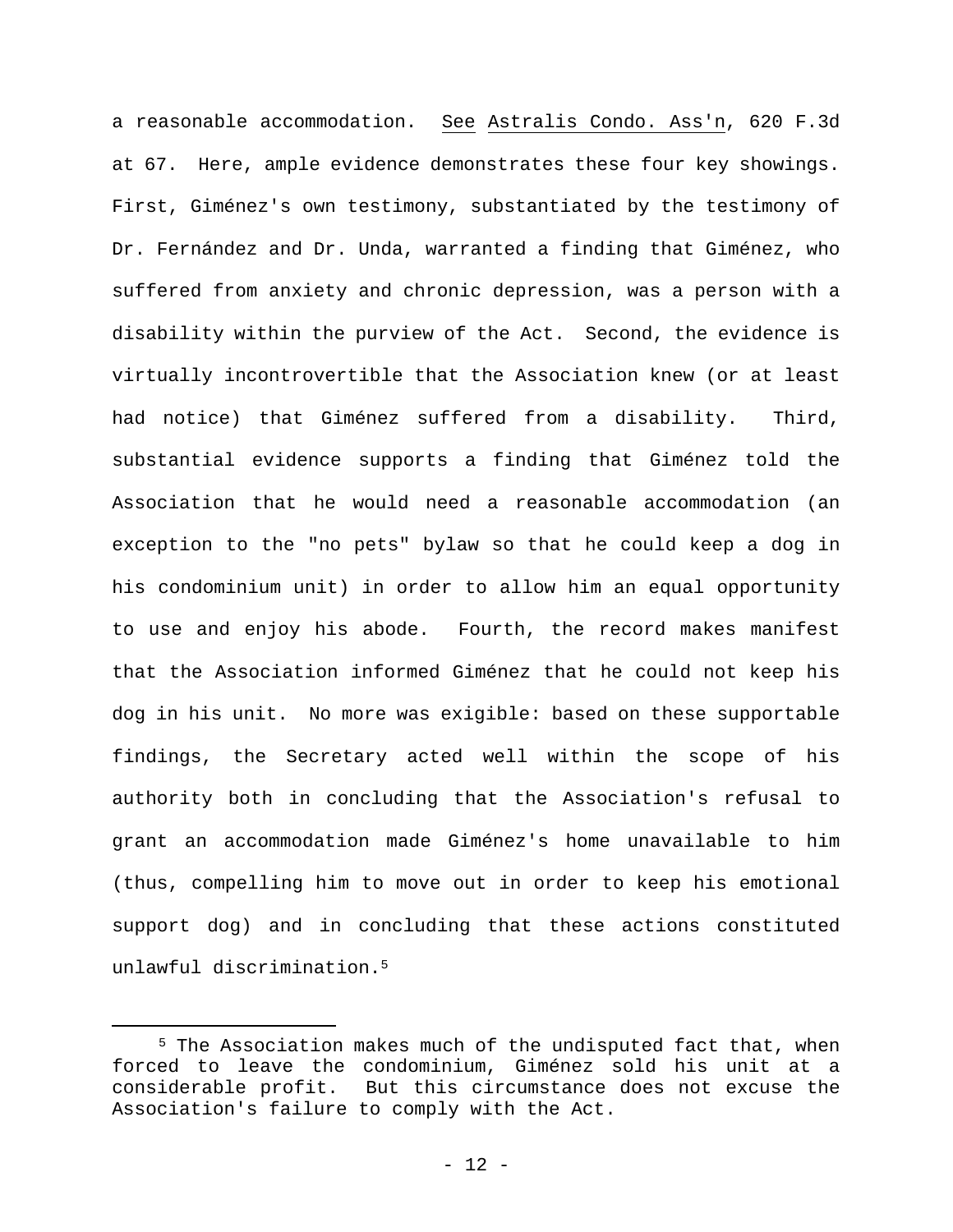a reasonable accommodation. See Astralis Condo. Ass'n, 620 F.3d at 67. Here, ample evidence demonstrates these four key showings. First, Giménez's own testimony, substantiated by the testimony of Dr. Fernández and Dr. Unda, warranted a finding that Giménez, who suffered from anxiety and chronic depression, was a person with a disability within the purview of the Act. Second, the evidence is virtually incontrovertible that the Association knew (or at least had notice) that Giménez suffered from a disability. Third, substantial evidence supports a finding that Giménez told the Association that he would need a reasonable accommodation (an exception to the "no pets" bylaw so that he could keep a dog in his condominium unit) in order to allow him an equal opportunity to use and enjoy his abode. Fourth, the record makes manifest that the Association informed Giménez that he could not keep his dog in his unit. No more was exigible: based on these supportable findings, the Secretary acted well within the scope of his authority both in concluding that the Association's refusal to grant an accommodation made Giménez's home unavailable to him (thus, compelling him to move out in order to keep his emotional support dog) and in concluding that these actions constituted unlawful discrimination.[5]

---

[5] The Association makes much of the undisputed fact that, when forced to leave the condominium, Giménez sold his unit at a considerable profit. But this circumstance does not excuse the Association's failure to comply with the Act.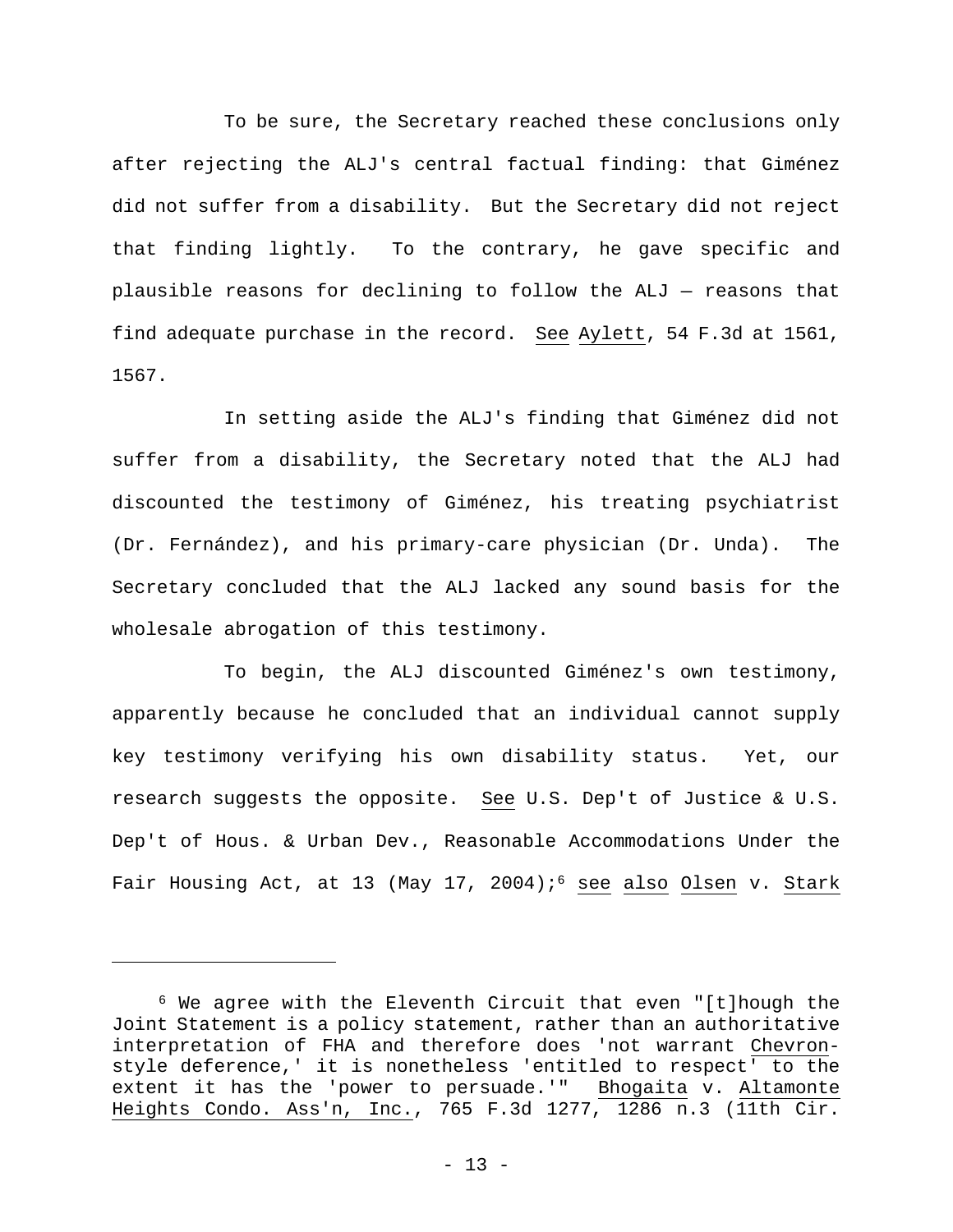To be sure, the Secretary reached these conclusions only after rejecting the ALJ's central factual finding: that Giménez did not suffer from a disability. But the Secretary did not reject that finding lightly. To the contrary, he gave specific and plausible reasons for declining to follow the ALJ — reasons that find adequate purchase in the record. See Aylett, 54 F.3d at 1561, 1567.

In setting aside the ALJ's finding that Giménez did not suffer from a disability, the Secretary noted that the ALJ had discounted the testimony of Giménez, his treating psychiatrist (Dr. Fernández), and his primary-care physician (Dr. Unda). The Secretary concluded that the ALJ lacked any sound basis for the wholesale abrogation of this testimony.

To begin, the ALJ discounted Giménez's own testimony, apparently because he concluded that an individual cannot supply key testimony verifying his own disability status. Yet, our research suggests the opposite. See U.S. Dep't of Justice & U.S. Dep't of Hous. & Urban Dev., Reasonable Accommodations Under the Fair Housing Act, at 13 (May 17, 2004);[6] see also Olsen v. Stark

---

[6] We agree with the Eleventh Circuit that even "[t]hough the Joint Statement is a policy statement, rather than an authoritative interpretation of FHA and therefore does 'not warrant Chevron-style deference,' it is nonetheless 'entitled to respect' to the extent it has the 'power to persuade.'" Bhogaita v. Altamonte Heights Condo. Ass'n, Inc., 765 F.3d 1277, 1286 n.3 (11th Cir.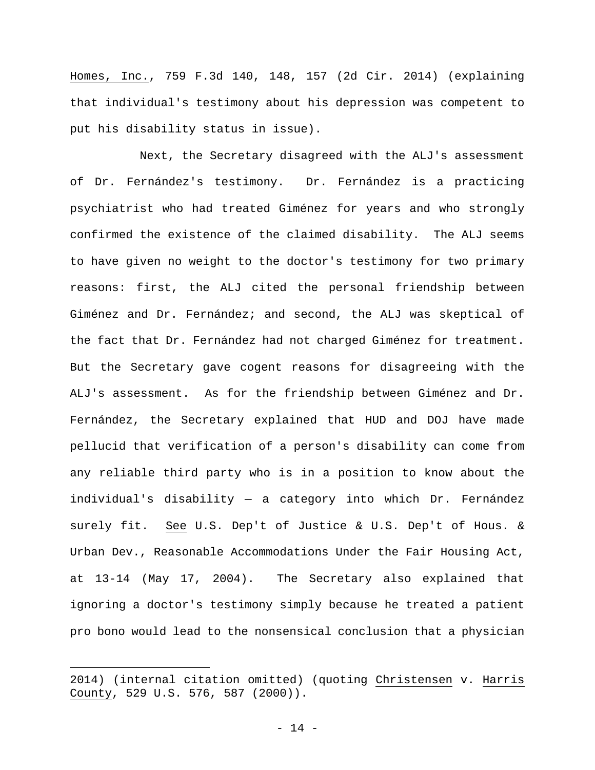Homes, Inc., 759 F.3d 140, 148, 157 (2d Cir. 2014) (explaining that individual's testimony about his depression was competent to put his disability status in issue).

Next, the Secretary disagreed with the ALJ's assessment of Dr. Fernández's testimony. Dr. Fernández is a practicing psychiatrist who had treated Giménez for years and who strongly confirmed the existence of the claimed disability. The ALJ seems to have given no weight to the doctor's testimony for two primary reasons: first, the ALJ cited the personal friendship between Giménez and Dr. Fernández; and second, the ALJ was skeptical of the fact that Dr. Fernández had not charged Giménez for treatment. But the Secretary gave cogent reasons for disagreeing with the ALJ's assessment. As for the friendship between Giménez and Dr. Fernández, the Secretary explained that HUD and DOJ have made pellucid that verification of a person's disability can come from any reliable third party who is in a position to know about the individual's disability — a category into which Dr. Fernández surely fit. See U.S. Dep't of Justice & U.S. Dep't of Hous. & Urban Dev., Reasonable Accommodations Under the Fair Housing Act, at 13-14 (May 17, 2004). The Secretary also explained that ignoring a doctor's testimony simply because he treated a patient pro bono would lead to the nonsensical conclusion that a physician

---

2014) (internal citation omitted) (quoting Christensen v. Harris County, 529 U.S. 576, 587 (2000)).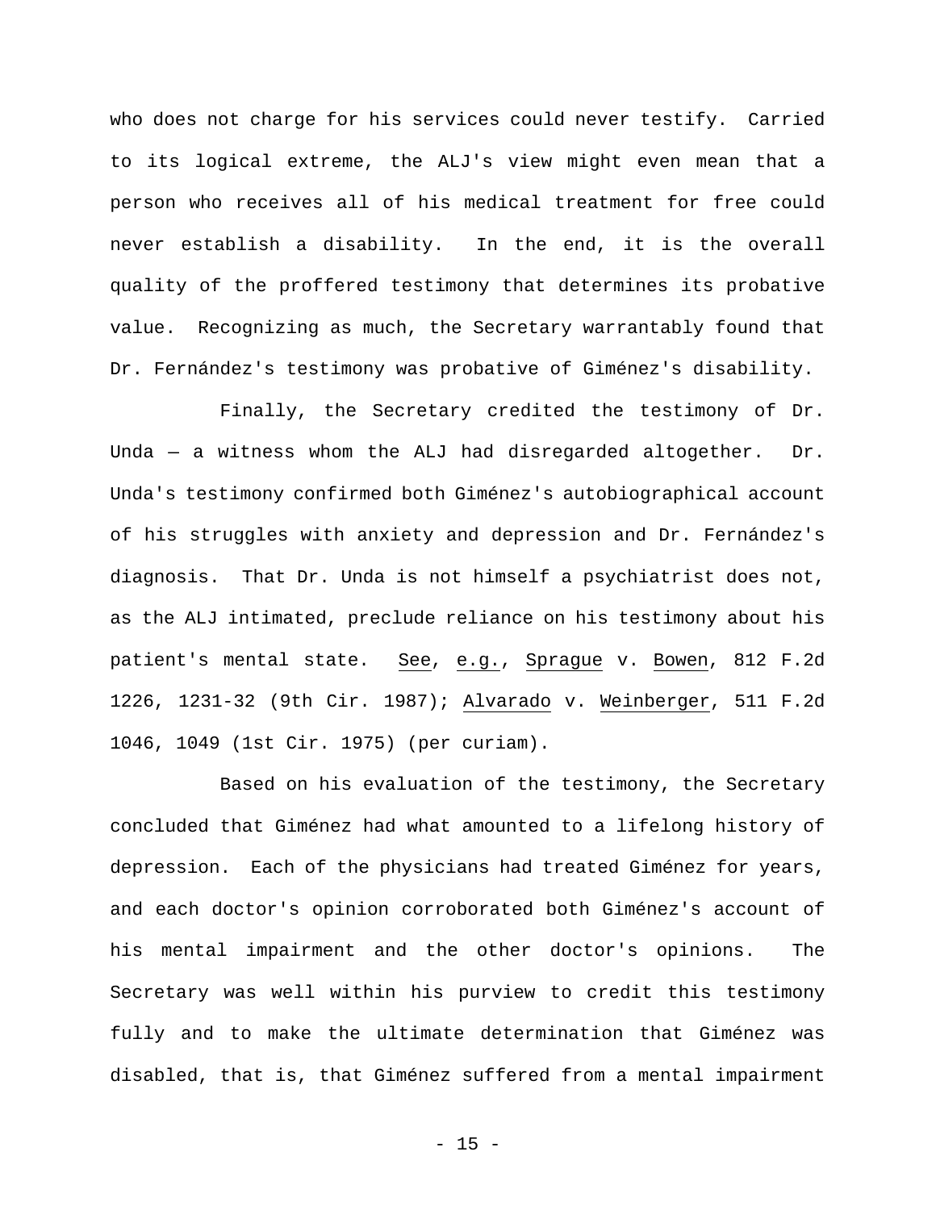who does not charge for his services could never testify. Carried to its logical extreme, the ALJ's view might even mean that a person who receives all of his medical treatment for free could never establish a disability. In the end, it is the overall quality of the proffered testimony that determines its probative value. Recognizing as much, the Secretary warrantably found that Dr. Fernández's testimony was probative of Giménez's disability.

Finally, the Secretary credited the testimony of Dr. Unda — a witness whom the ALJ had disregarded altogether. Dr. Unda's testimony confirmed both Giménez's autobiographical account of his struggles with anxiety and depression and Dr. Fernández's diagnosis. That Dr. Unda is not himself a psychiatrist does not, as the ALJ intimated, preclude reliance on his testimony about his patient's mental state. See, e.g., Sprague v. Bowen, 812 F.2d 1226, 1231-32 (9th Cir. 1987); Alvarado v. Weinberger, 511 F.2d 1046, 1049 (1st Cir. 1975) (per curiam).

Based on his evaluation of the testimony, the Secretary concluded that Giménez had what amounted to a lifelong history of depression. Each of the physicians had treated Giménez for years, and each doctor's opinion corroborated both Giménez's account of his mental impairment and the other doctor's opinions. The Secretary was well within his purview to credit this testimony fully and to make the ultimate determination that Giménez was disabled, that is, that Giménez suffered from a mental impairment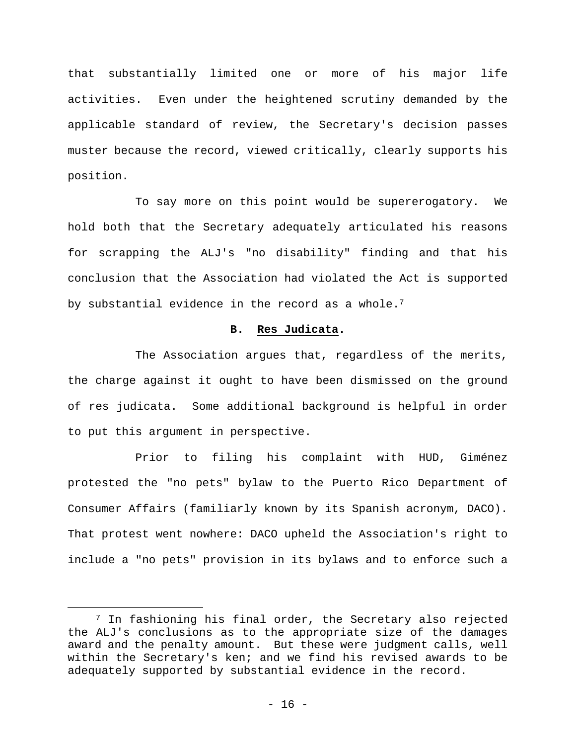that substantially limited one or more of his major life activities. Even under the heightened scrutiny demanded by the applicable standard of review, the Secretary's decision passes muster because the record, viewed critically, clearly supports his position.

To say more on this point would be supererogatory. We hold both that the Secretary adequately articulated his reasons for scrapping the ALJ's "no disability" finding and that his conclusion that the Association had violated the Act is supported by substantial evidence in the record as a whole.[7]

### B. <u>Res Judicata</u>.

The Association argues that, regardless of the merits, the charge against it ought to have been dismissed on the ground of res judicata. Some additional background is helpful in order to put this argument in perspective.

Prior to filing his complaint with HUD, Giménez protested the "no pets" bylaw to the Puerto Rico Department of Consumer Affairs (familiarly known by its Spanish acronym, DACO). That protest went nowhere: DACO upheld the Association's right to include a "no pets" provision in its bylaws and to enforce such a

---

[7] In fashioning his final order, the Secretary also rejected the ALJ's conclusions as to the appropriate size of the damages award and the penalty amount. But these were judgment calls, well within the Secretary's ken; and we find his revised awards to be adequately supported by substantial evidence in the record.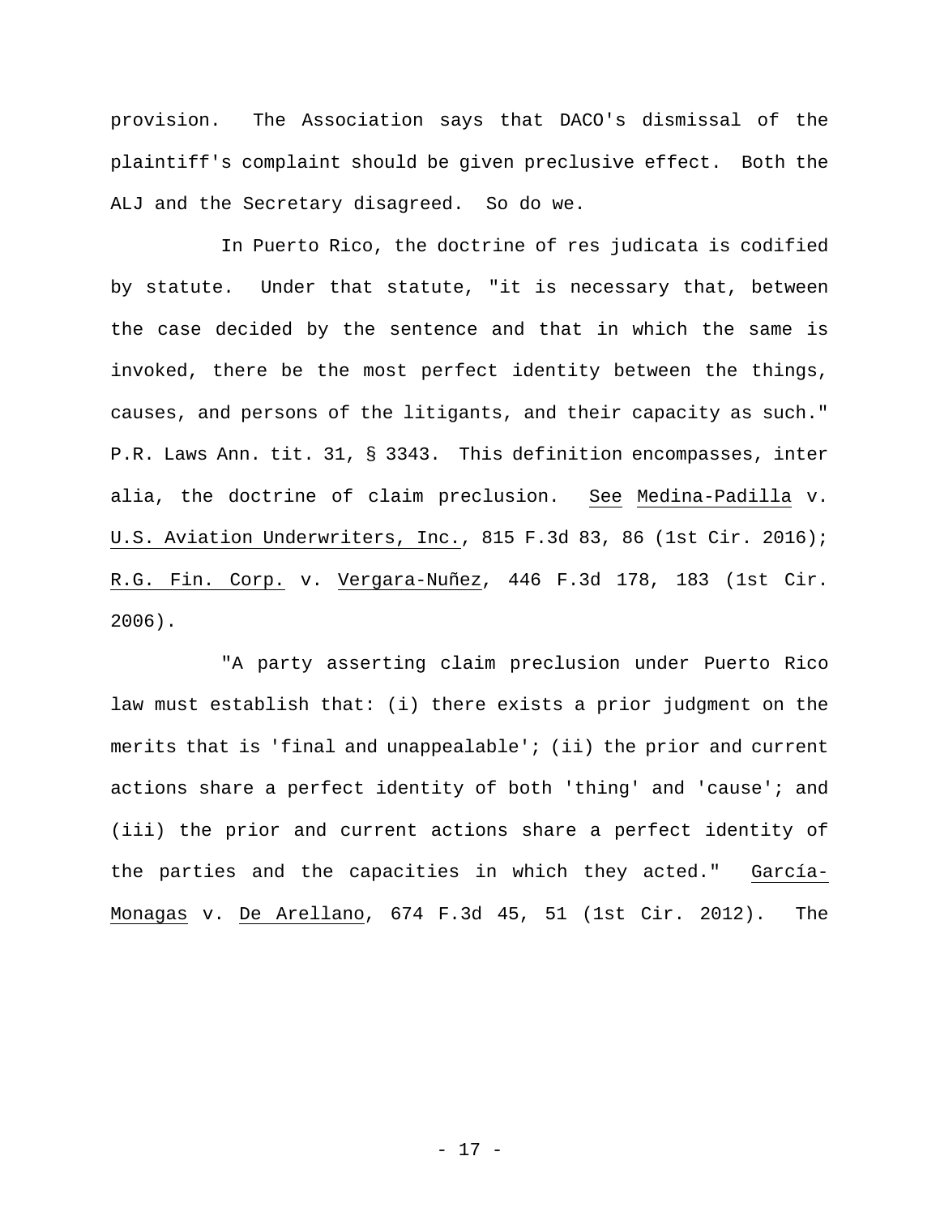provision. The Association says that DACO's dismissal of the plaintiff's complaint should be given preclusive effect. Both the ALJ and the Secretary disagreed. So do we.

In Puerto Rico, the doctrine of res judicata is codified by statute. Under that statute, "it is necessary that, between the case decided by the sentence and that in which the same is invoked, there be the most perfect identity between the things, causes, and persons of the litigants, and their capacity as such." P.R. Laws Ann. tit. 31, § 3343. This definition encompasses, inter alia, the doctrine of claim preclusion. See Medina-Padilla v. U.S. Aviation Underwriters, Inc., 815 F.3d 83, 86 (1st Cir. 2016); R.G. Fin. Corp. v. Vergara-Nuñez, 446 F.3d 178, 183 (1st Cir. 2006).

"A party asserting claim preclusion under Puerto Rico law must establish that: (i) there exists a prior judgment on the merits that is 'final and unappealable'; (ii) the prior and current actions share a perfect identity of both 'thing' and 'cause'; and (iii) the prior and current actions share a perfect identity of the parties and the capacities in which they acted." García-Monagas v. De Arellano, 674 F.3d 45, 51 (1st Cir. 2012). The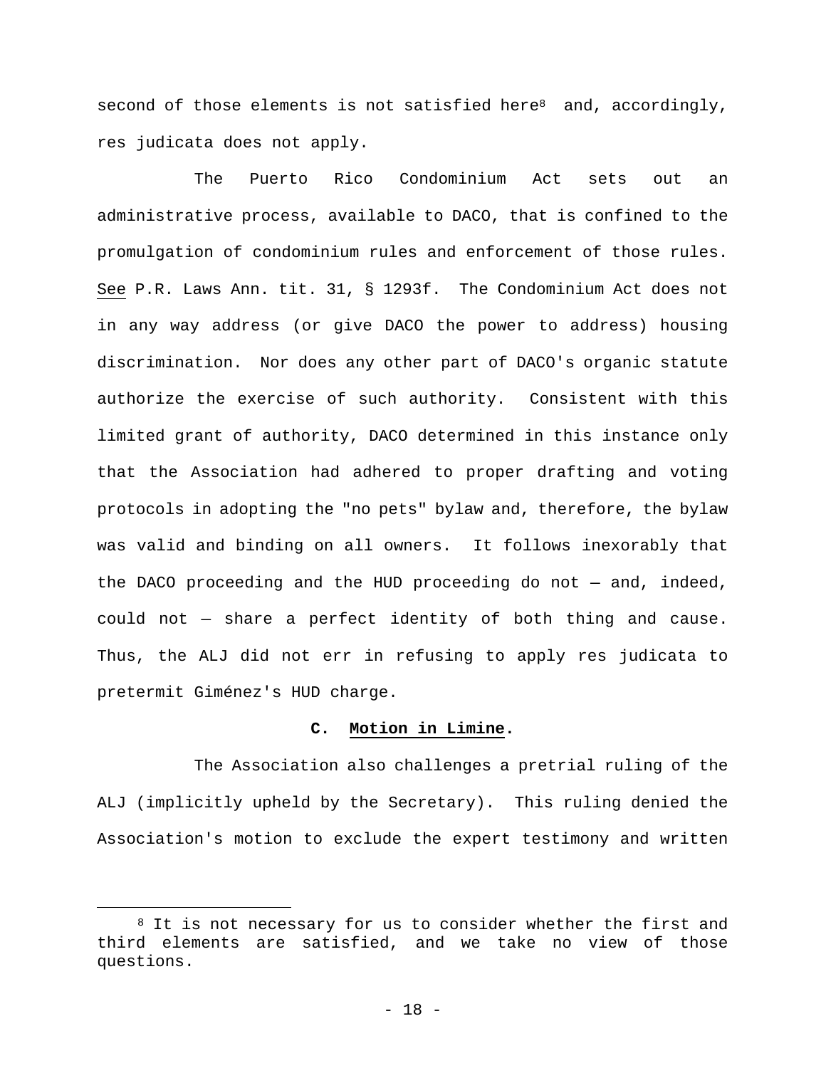second of those elements is not satisfied here[8] and, accordingly, res judicata does not apply.

The Puerto Rico Condominium Act sets out an administrative process, available to DACO, that is confined to the promulgation of condominium rules and enforcement of those rules. See P.R. Laws Ann. tit. 31, § 1293f. The Condominium Act does not in any way address (or give DACO the power to address) housing discrimination. Nor does any other part of DACO's organic statute authorize the exercise of such authority. Consistent with this limited grant of authority, DACO determined in this instance only that the Association had adhered to proper drafting and voting protocols in adopting the "no pets" bylaw and, therefore, the bylaw was valid and binding on all owners. It follows inexorably that the DACO proceeding and the HUD proceeding do not — and, indeed, could not — share a perfect identity of both thing and cause. Thus, the ALJ did not err in refusing to apply res judicata to pretermit Giménez's HUD charge.

### C. Motion in Limine.

The Association also challenges a pretrial ruling of the ALJ (implicitly upheld by the Secretary). This ruling denied the Association's motion to exclude the expert testimony and written

[8] It is not necessary for us to consider whether the first and third elements are satisfied, and we take no view of those questions.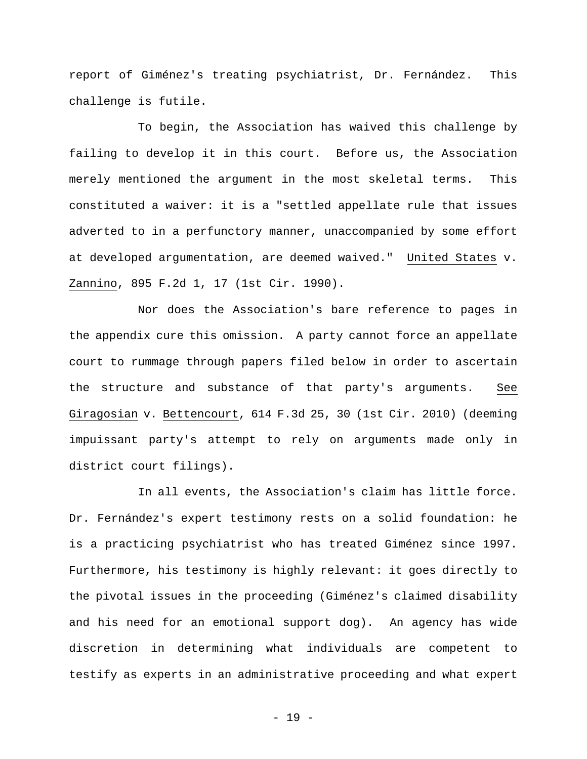report of Giménez's treating psychiatrist, Dr. Fernández. This challenge is futile.

To begin, the Association has waived this challenge by failing to develop it in this court. Before us, the Association merely mentioned the argument in the most skeletal terms. This constituted a waiver: it is a "settled appellate rule that issues adverted to in a perfunctory manner, unaccompanied by some effort at developed argumentation, are deemed waived." United States v. Zannino, 895 F.2d 1, 17 (1st Cir. 1990).

Nor does the Association's bare reference to pages in the appendix cure this omission. A party cannot force an appellate court to rummage through papers filed below in order to ascertain the structure and substance of that party's arguments. See Giragosian v. Bettencourt, 614 F.3d 25, 30 (1st Cir. 2010) (deeming impuissant party's attempt to rely on arguments made only in district court filings).

In all events, the Association's claim has little force. Dr. Fernández's expert testimony rests on a solid foundation: he is a practicing psychiatrist who has treated Giménez since 1997. Furthermore, his testimony is highly relevant: it goes directly to the pivotal issues in the proceeding (Giménez's claimed disability and his need for an emotional support dog). An agency has wide discretion in determining what individuals are competent to testify as experts in an administrative proceeding and what expert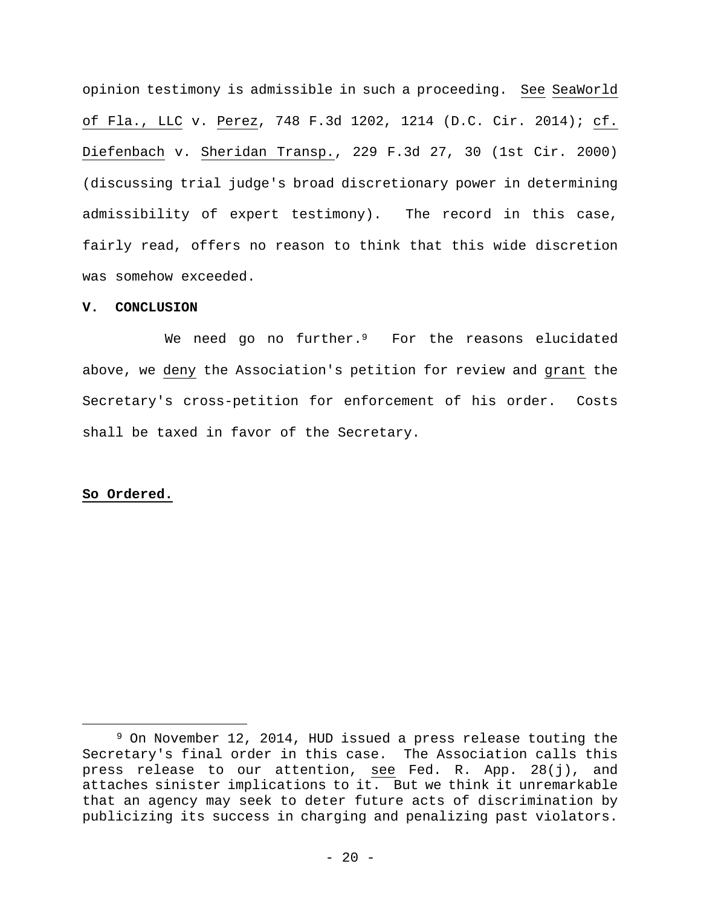opinion testimony is admissible in such a proceeding. See SeaWorld of Fla., LLC v. Perez, 748 F.3d 1202, 1214 (D.C. Cir. 2014); cf. Diefenbach v. Sheridan Transp., 229 F.3d 27, 30 (1st Cir. 2000) (discussing trial judge's broad discretionary power in determining admissibility of expert testimony). The record in this case, fairly read, offers no reason to think that this wide discretion was somehow exceeded.

**V. CONCLUSION**

We need go no further.[9] For the reasons elucidated above, we deny the Association's petition for review and grant the Secretary's cross-petition for enforcement of his order. Costs shall be taxed in favor of the Secretary.

**So Ordered.**

---

[9] On November 12, 2014, HUD issued a press release touting the Secretary's final order in this case. The Association calls this press release to our attention, see Fed. R. App. 28(j), and attaches sinister implications to it. But we think it unremarkable that an agency may seek to deter future acts of discrimination by publicizing its success in charging and penalizing past violators.